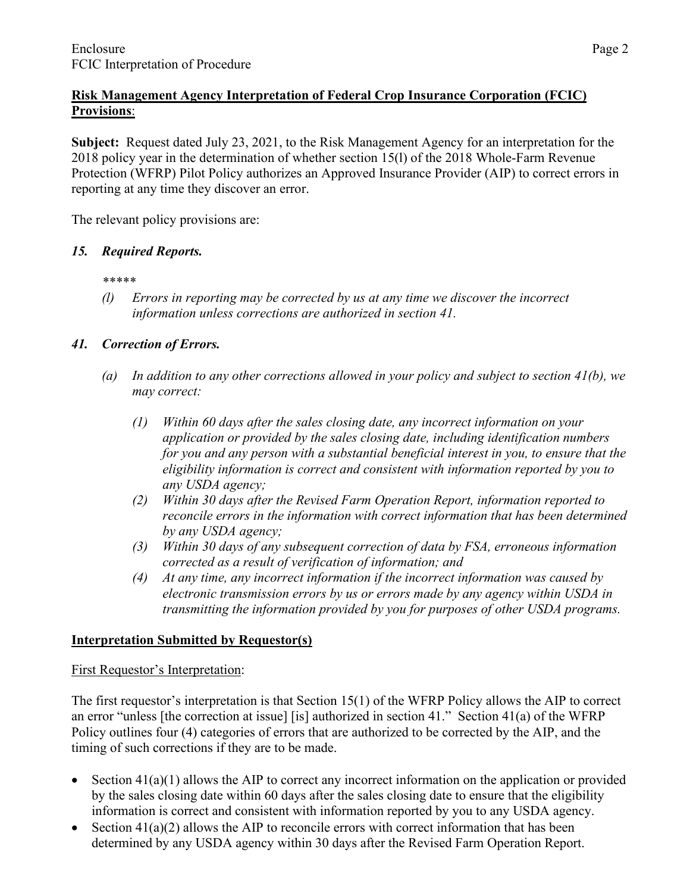**Risk Management Agency Interpretation of Federal Crop Insurance Corporation (FCIC) Provisions**:

**Subject:** Request dated July 23, 2021, to the Risk Management Agency for an interpretation for the 2018 policy year in the determination of whether section 15(l) of the 2018 Whole-Farm Revenue Protection (WFRP) Pilot Policy authorizes an Approved Insurance Provider (AIP) to correct errors in reporting at any time they discover an error.

The relevant policy provisions are:

***15. Required Reports.***

*\*\*\*\*\**

*(l) Errors in reporting may be corrected by us at any time we discover the incorrect information unless corrections are authorized in section 41.*

***41. Correction of Errors.***

*(a) In addition to any other corrections allowed in your policy and subject to section 41(b), we may correct:*

*(1) Within 60 days after the sales closing date, any incorrect information on your application or provided by the sales closing date, including identification numbers for you and any person with a substantial beneficial interest in you, to ensure that the eligibility information is correct and consistent with information reported by you to any USDA agency;*

*(2) Within 30 days after the Revised Farm Operation Report, information reported to reconcile errors in the information with correct information that has been determined by any USDA agency;*

*(3) Within 30 days of any subsequent correction of data by FSA, erroneous information corrected as a result of verification of information; and*

*(4) At any time, any incorrect information if the incorrect information was caused by electronic transmission errors by us or errors made by any agency within USDA in transmitting the information provided by you for purposes of other USDA programs.*

**Interpretation Submitted by Requestor(s)**

First Requestor's Interpretation:

The first requestor's interpretation is that Section 15(1) of the WFRP Policy allows the AIP to correct an error "unless [the correction at issue] [is] authorized in section 41." Section 41(a) of the WFRP Policy outlines four (4) categories of errors that are authorized to be corrected by the AIP, and the timing of such corrections if they are to be made.

- Section 41(a)(1) allows the AIP to correct any incorrect information on the application or provided by the sales closing date within 60 days after the sales closing date to ensure that the eligibility information is correct and consistent with information reported by you to any USDA agency.
- Section 41(a)(2) allows the AIP to reconcile errors with correct information that has been determined by any USDA agency within 30 days after the Revised Farm Operation Report.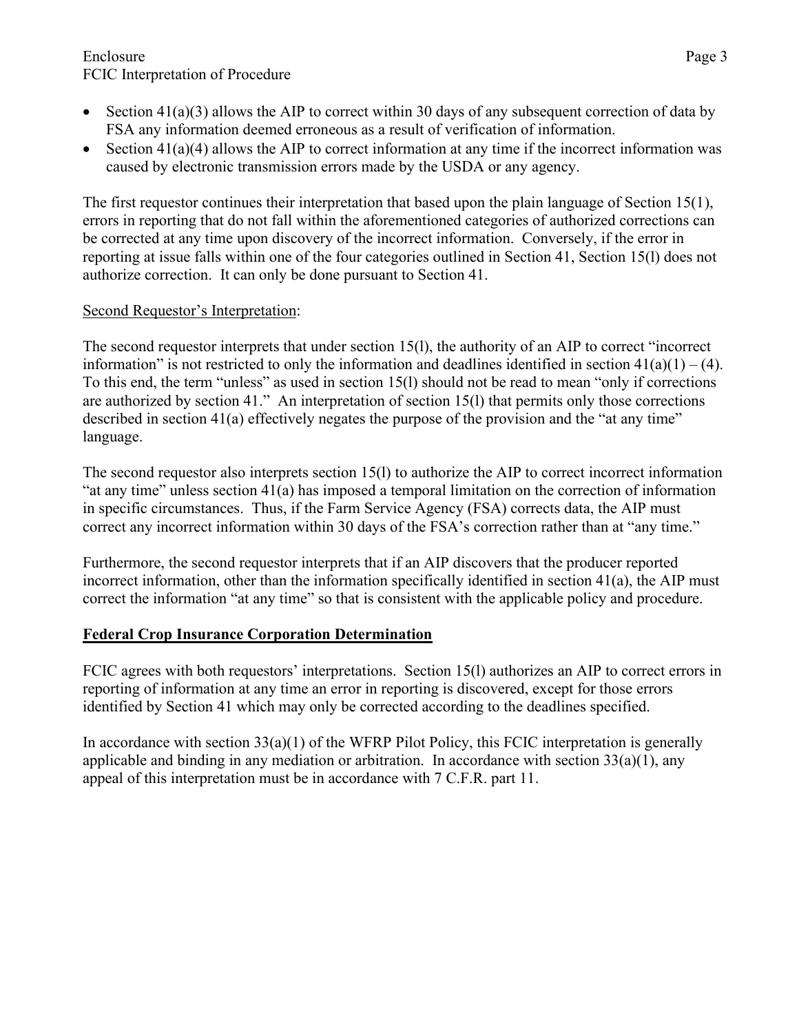- Section 41(a)(3) allows the AIP to correct within 30 days of any subsequent correction of data by FSA any information deemed erroneous as a result of verification of information.
- Section 41(a)(4) allows the AIP to correct information at any time if the incorrect information was caused by electronic transmission errors made by the USDA or any agency.

The first requestor continues their interpretation that based upon the plain language of Section 15(1), errors in reporting that do not fall within the aforementioned categories of authorized corrections can be corrected at any time upon discovery of the incorrect information. Conversely, if the error in reporting at issue falls within one of the four categories outlined in Section 41, Section 15(l) does not authorize correction. It can only be done pursuant to Section 41.

Second Requestor's Interpretation:

The second requestor interprets that under section 15(l), the authority of an AIP to correct "incorrect information" is not restricted to only the information and deadlines identified in section 41(a)(1) – (4). To this end, the term "unless" as used in section 15(l) should not be read to mean "only if corrections are authorized by section 41." An interpretation of section 15(l) that permits only those corrections described in section 41(a) effectively negates the purpose of the provision and the "at any time" language.

The second requestor also interprets section 15(l) to authorize the AIP to correct incorrect information "at any time" unless section 41(a) has imposed a temporal limitation on the correction of information in specific circumstances. Thus, if the Farm Service Agency (FSA) corrects data, the AIP must correct any incorrect information within 30 days of the FSA's correction rather than at "any time."

Furthermore, the second requestor interprets that if an AIP discovers that the producer reported incorrect information, other than the information specifically identified in section 41(a), the AIP must correct the information "at any time" so that is consistent with the applicable policy and procedure.

## Federal Crop Insurance Corporation Determination

FCIC agrees with both requestors' interpretations. Section 15(l) authorizes an AIP to correct errors in reporting of information at any time an error in reporting is discovered, except for those errors identified by Section 41 which may only be corrected according to the deadlines specified.

In accordance with section 33(a)(1) of the WFRP Pilot Policy, this FCIC interpretation is generally applicable and binding in any mediation or arbitration. In accordance with section 33(a)(1), any appeal of this interpretation must be in accordance with 7 C.F.R. part 11.